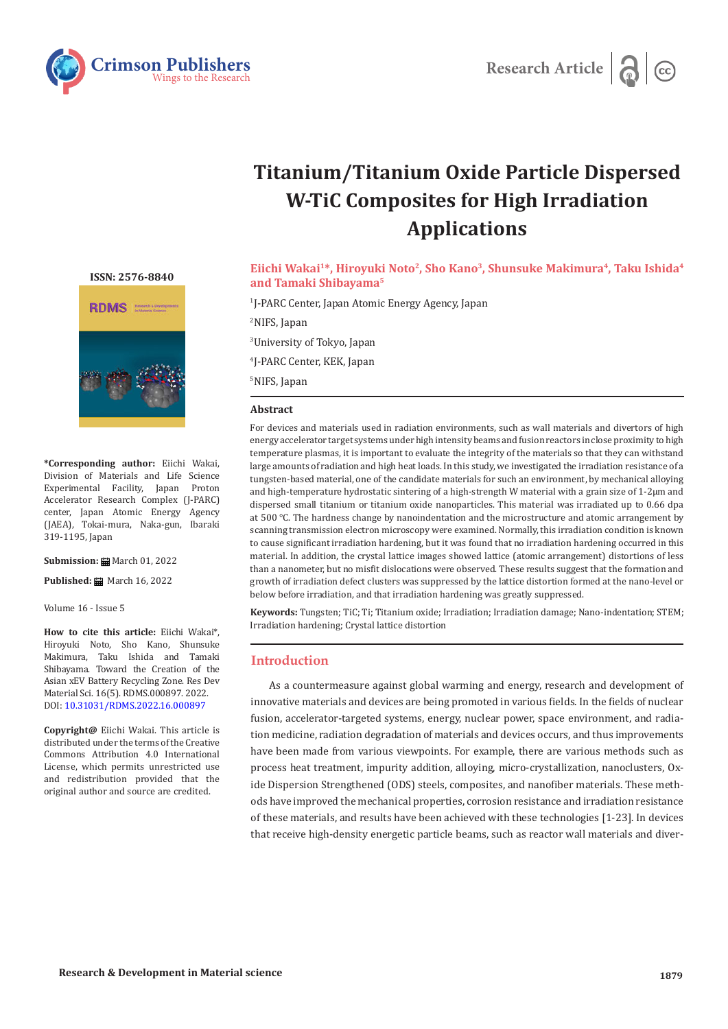# Titanium/Titanium Oxide Particle Dispersed W-TiC Composites for High Irradiation Applications

**Eiichi Wakai[1]*, Hiroyuki Noto[2], Sho Kano[3], Shunsuke Makimura[4], Taku Ishida[4] and Tamaki Shibayama[5]**

[1]J-PARC Center, Japan Atomic Energy Agency, Japan

[2]NIFS, Japan

[3]University of Tokyo, Japan

[4]J-PARC Center, KEK, Japan

[5]NIFS, Japan

**ISSN: 2576-8840**

**\*Corresponding author:** Eiichi Wakai, Division of Materials and Life Science Experimental Facility, Japan Proton Accelerator Research Complex (J-PARC) center, Japan Atomic Energy Agency (JAEA), Tokai-mura, Naka-gun, Ibaraki 319-1195, Japan

**Submission:** March 01, 2022

**Published:** March 16, 2022

Volume 16 - Issue 5

**How to cite this article:** Eiichi Wakai*, Hiroyuki Noto, Sho Kano, Shunsuke Makimura, Taku Ishida and Tamaki Shibayama. Toward the Creation of the Asian xEV Battery Recycling Zone. Res Dev Material Sci. 16(5). RDMS.000897. 2022. DOI: 10.31031/RDMS.2022.16.000897

**Copyright@** Eiichi Wakai. This article is distributed under the terms of the Creative Commons Attribution 4.0 International License, which permits unrestricted use and redistribution provided that the original author and source are credited.

## Abstract

For devices and materials used in radiation environments, such as wall materials and divertors of high energy accelerator target systems under high intensity beams and fusion reactors in close proximity to high temperature plasmas, it is important to evaluate the integrity of the materials so that they can withstand large amounts of radiation and high heat loads. In this study, we investigated the irradiation resistance of a tungsten-based material, one of the candidate materials for such an environment, by mechanical alloying and high-temperature hydrostatic sintering of a high-strength W material with a grain size of 1-2μm and dispersed small titanium or titanium oxide nanoparticles. This material was irradiated up to 0.66 dpa at 500 °C. The hardness change by nanoindentation and the microstructure and atomic arrangement by scanning transmission electron microscopy were examined. Normally, this irradiation condition is known to cause significant irradiation hardening, but it was found that no irradiation hardening occurred in this material. In addition, the crystal lattice images showed lattice (atomic arrangement) distortions of less than a nanometer, but no misfit dislocations were observed. These results suggest that the formation and growth of irradiation defect clusters was suppressed by the lattice distortion formed at the nano-level or below before irradiation, and that irradiation hardening was greatly suppressed.

**Keywords:** Tungsten; TiC; Ti; Titanium oxide; Irradiation; Irradiation damage; Nano-indentation; STEM; Irradiation hardening; Crystal lattice distortion

## Introduction

As a countermeasure against global warming and energy, research and development of innovative materials and devices are being promoted in various fields. In the fields of nuclear fusion, accelerator-targeted systems, energy, nuclear power, space environment, and radiation medicine, radiation degradation of materials and devices occurs, and thus improvements have been made from various viewpoints. For example, there are various methods such as process heat treatment, impurity addition, alloying, micro-crystallization, nanoclusters, Oxide Dispersion Strengthened (ODS) steels, composites, and nanofiber materials. These methods have improved the mechanical properties, corrosion resistance and irradiation resistance of these materials, and results have been achieved with these technologies [1-23]. In devices that receive high-density energetic particle beams, such as reactor wall materials and diver-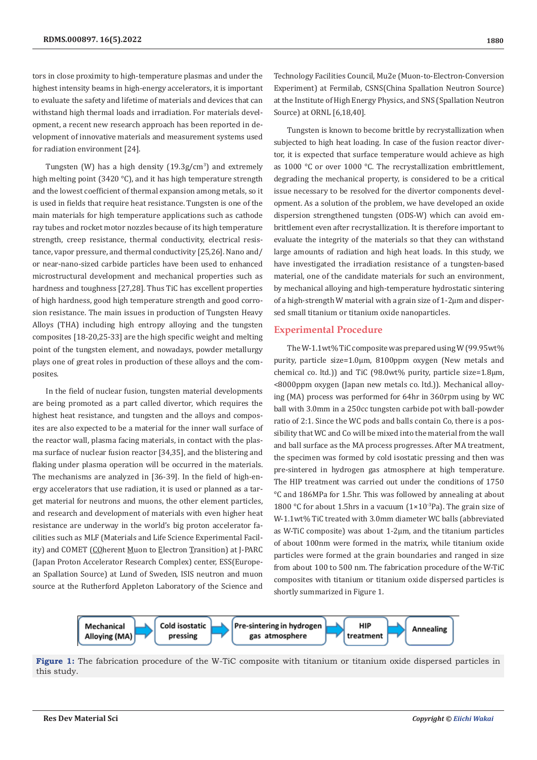tors in close proximity to high-temperature plasmas and under the highest intensity beams in high-energy accelerators, it is important to evaluate the safety and lifetime of materials and devices that can withstand high thermal loads and irradiation. For materials development, a recent new research approach has been reported in development of innovative materials and measurement systems used for radiation environment [24].

Tungsten (W) has a high density (19.3g/cm$^3$) and extremely high melting point (3420 °C), and it has high temperature strength and the lowest coefficient of thermal expansion among metals, so it is used in fields that require heat resistance. Tungsten is one of the main materials for high temperature applications such as cathode ray tubes and rocket motor nozzles because of its high temperature strength, creep resistance, thermal conductivity, electrical resistance, vapor pressure, and thermal conductivity [25,26]. Nano and/or near-nano-sized carbide particles have been used to enhanced microstructural development and mechanical properties such as hardness and toughness [27,28]. Thus TiC has excellent properties of high hardness, good high temperature strength and good corrosion resistance. The main issues in production of Tungsten Heavy Alloys (THA) including high entropy alloying and the tungsten composites [18-20,25-33] are the high specific weight and melting point of the tungsten element, and nowadays, powder metallurgy plays one of great roles in production of these alloys and the composites.

In the field of nuclear fusion, tungsten material developments are being promoted as a part called divertor, which requires the highest heat resistance, and tungsten and the alloys and composites are also expected to be a material for the inner wall surface of the reactor wall, plasma facing materials, in contact with the plasma surface of nuclear fusion reactor [34,35], and the blistering and flaking under plasma operation will be occurred in the materials. The mechanisms are analyzed in [36-39]. In the field of high-energy accelerators that use radiation, it is used or planned as a target material for neutrons and muons, the other element particles, and research and development of materials with even higher heat resistance are underway in the world's big proton accelerator facilities such as MLF (Materials and Life Science Experimental Facility) and COMET (COherent Muon to Electron Transition) at J-PARC (Japan Proton Accelerator Research Complex) center, ESS(European Spallation Source) at Lund of Sweden, ISIS neutron and muon source at the Rutherford Appleton Laboratory of the Science and Technology Facilities Council, Mu2e (Muon-to-Electron-Conversion Experiment) at Fermilab, CSNS(China Spallation Neutron Source) at the Institute of High Energy Physics, and SNS (Spallation Neutron Source) at ORNL [6,18,40].

Tungsten is known to become brittle by recrystallization when subjected to high heat loading. In case of the fusion reactor divertor, it is expected that surface temperature would achieve as high as 1000 °C or over 1000 °C. The recrystallization embrittlement, degrading the mechanical property, is considered to be a critical issue necessary to be resolved for the divertor components development. As a solution of the problem, we have developed an oxide dispersion strengthened tungsten (ODS-W) which can avoid embrittlement even after recrystallization. It is therefore important to evaluate the integrity of the materials so that they can withstand large amounts of radiation and high heat loads. In this study, we have investigated the irradiation resistance of a tungsten-based material, one of the candidate materials for such an environment, by mechanical alloying and high-temperature hydrostatic sintering of a high-strength W material with a grain size of 1-2μm and dispersed small titanium or titanium oxide nanoparticles.

## Experimental Procedure

The W-1.1wt% TiC composite was prepared using W (99.95wt% purity, particle size=1.0μm, 8100ppm oxygen (New metals and chemical co. ltd.)) and TiC (98.0wt% purity, particle size=1.8μm, <8000ppm oxygen (Japan new metals co. ltd.)). Mechanical alloying (MA) process was performed for 64hr in 360rpm using by WC ball with 3.0mm in a 250cc tungsten carbide pot with ball-powder ratio of 2:1. Since the WC pods and balls contain Co, there is a possibility that WC and Co will be mixed into the material from the wall and ball surface as the MA process progresses. After MA treatment, the specimen was formed by cold isostatic pressing and then was pre-sintered in hydrogen gas atmosphere at high temperature. The HIP treatment was carried out under the conditions of 1750 °C and 186MPa for 1.5hr. This was followed by annealing at about 1800 °C for about 1.5hrs in a vacuum (1×10$^{-3}$Pa). The grain size of W-1.1wt% TiC treated with 3.0mm diameter WC balls (abbreviated as W-TiC composite) was about 1-2μm, and the titanium particles of about 100nm were formed in the matrix, while titanium oxide particles were formed at the grain boundaries and ranged in size from about 100 to 500 nm. The fabrication procedure of the W-TiC composites with titanium or titanium oxide dispersed particles is shortly summarized in Figure 1.

Mechanical Alloying (MA) → Cold isostatic pressing → Pre-sintering in hydrogen gas atmosphere → HIP treatment → Annealing

**Figure 1:** The fabrication procedure of the W-TiC composite with titanium or titanium oxide dispersed particles in this study.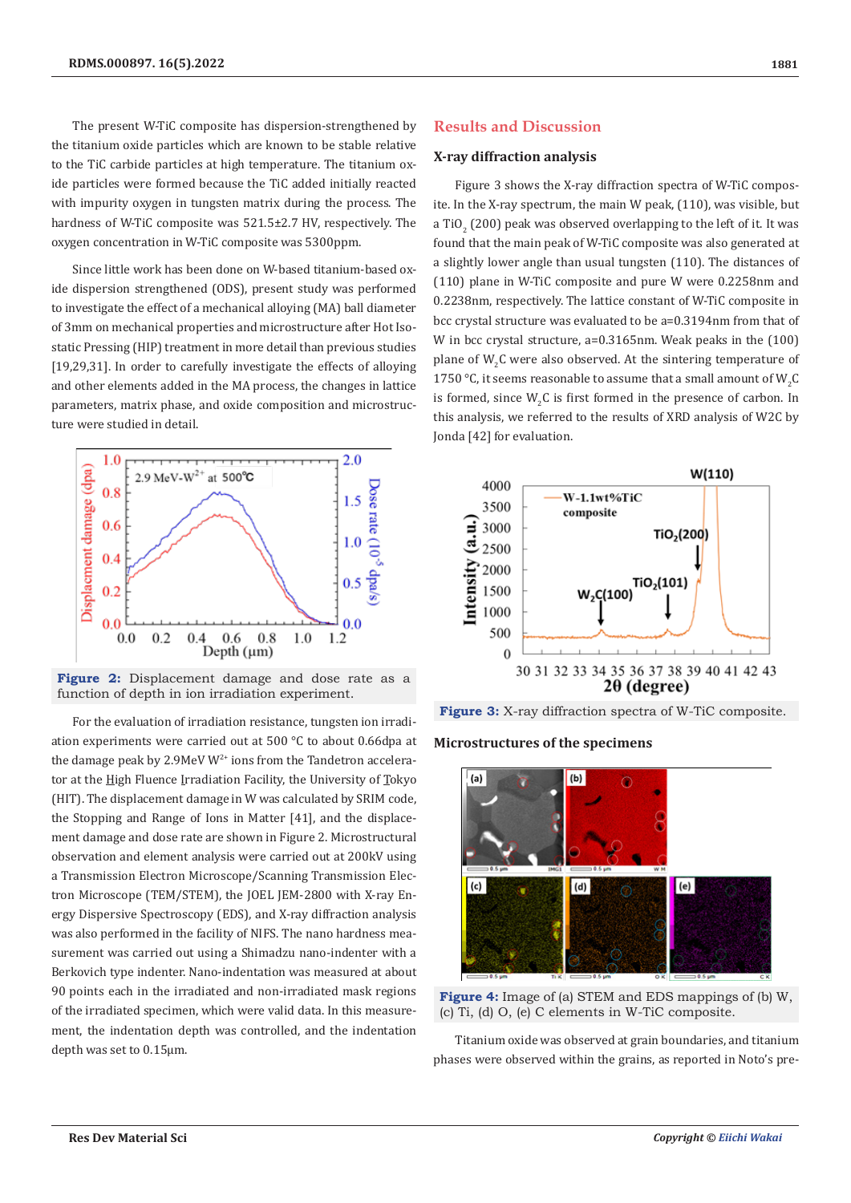The present W-TiC composite has dispersion-strengthened by the titanium oxide particles which are known to be stable relative to the TiC carbide particles at high temperature. The titanium oxide particles were formed because the TiC added initially reacted with impurity oxygen in tungsten matrix during the process. The hardness of W-TiC composite was 521.5±2.7 HV, respectively. The oxygen concentration in W-TiC composite was 5300ppm.

Since little work has been done on W-based titanium-based oxide dispersion strengthened (ODS), present study was performed to investigate the effect of a mechanical alloying (MA) ball diameter of 3mm on mechanical properties and microstructure after Hot Isostatic Pressing (HIP) treatment in more detail than previous studies [19,29,31]. In order to carefully investigate the effects of alloying and other elements added in the MA process, the changes in lattice parameters, matrix phase, and oxide composition and microstructure were studied in detail.

**Figure 2:** Displacement damage and dose rate as a function of depth in ion irradiation experiment.

For the evaluation of irradiation resistance, tungsten ion irradiation experiments were carried out at 500 °C to about 0.66dpa at the damage peak by 2.9MeV $W^{2+}$ ions from the Tandetron accelerator at the High Fluence Irradiation Facility, the University of Tokyo (HIT). The displacement damage in W was calculated by SRIM code, the Stopping and Range of Ions in Matter [41], and the displacement damage and dose rate are shown in Figure 2. Microstructural observation and element analysis were carried out at 200kV using a Transmission Electron Microscope/Scanning Transmission Electron Microscope (TEM/STEM), the JOEL JEM-2800 with X-ray Energy Dispersive Spectroscopy (EDS), and X-ray diffraction analysis was also performed in the facility of NIFS. The nano hardness measurement was carried out using a Shimadzu nano-indenter with a Berkovich type indenter. Nano-indentation was measured at about 90 points each in the irradiated and non-irradiated mask regions of the irradiated specimen, which were valid data. In this measurement, the indentation depth was controlled, and the indentation depth was set to 0.15µm.

## Results and Discussion

### X-ray diffraction analysis

Figure 3 shows the X-ray diffraction spectra of W-TiC composite. In the X-ray spectrum, the main W peak, (110), was visible, but a $TiO_2$ (200) peak was observed overlapping to the left of it. It was found that the main peak of W-TiC composite was also generated at a slightly lower angle than usual tungsten (110). The distances of (110) plane in W-TiC composite and pure W were 0.2258nm and 0.2238nm, respectively. The lattice constant of W-TiC composite in bcc crystal structure was evaluated to be a=0.3194nm from that of W in bcc crystal structure, a=0.3165nm. Weak peaks in the (100) plane of $W_2C$ were also observed. At the sintering temperature of 1750 °C, it seems reasonable to assume that a small amount of $W_2C$ is formed, since $W_2C$ is first formed in the presence of carbon. In this analysis, we referred to the results of XRD analysis of W2C by Jonda [42] for evaluation.

**Figure 3:** X-ray diffraction spectra of W-TiC composite.

### Microstructures of the specimens

**Figure 4:** Image of (a) STEM and EDS mappings of (b) W, (c) Ti, (d) O, (e) C elements in W-TiC composite.

Titanium oxide was observed at grain boundaries, and titanium phases were observed within the grains, as reported in Noto's pre-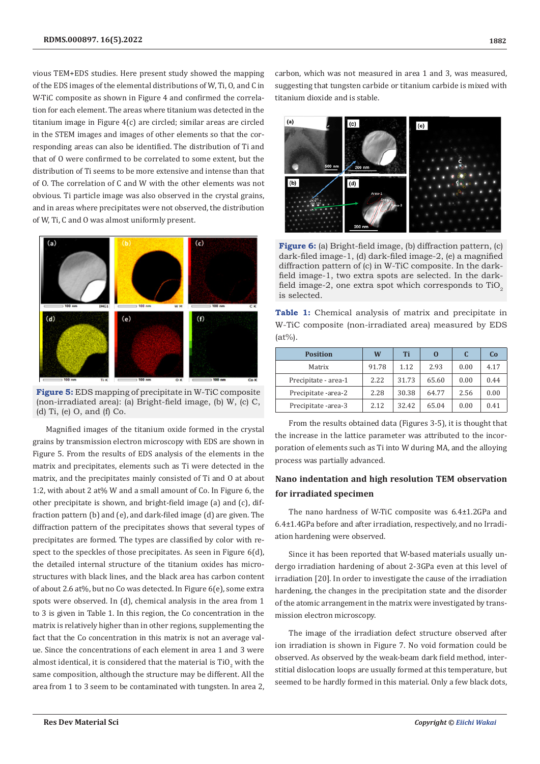vious TEM+EDS studies. Here present study showed the mapping of the EDS images of the elemental distributions of W, Ti, O, and C in W-TiC composite as shown in Figure 4 and confirmed the correlation for each element. The areas where titanium was detected in the titanium image in Figure 4(c) are circled; similar areas are circled in the STEM images and images of other elements so that the corresponding areas can also be identified. The distribution of Ti and that of O were confirmed to be correlated to some extent, but the distribution of Ti seems to be more extensive and intense than that of O. The correlation of C and W with the other elements was not obvious. Ti particle image was also observed in the crystal grains, and in areas where precipitates were not observed, the distribution of W, Ti, C and O was almost uniformly present.

**Figure 5:** EDS mapping of precipitate in W-TiC composite (non-irradiated area): (a) Bright-field image, (b) W, (c) C, (d) Ti, (e) O, and (f) Co.

Magnified images of the titanium oxide formed in the crystal grains by transmission electron microscopy with EDS are shown in Figure 5. From the results of EDS analysis of the elements in the matrix and precipitates, elements such as Ti were detected in the matrix, and the precipitates mainly consisted of Ti and O at about 1:2, with about 2 at% W and a small amount of Co. In Figure 6, the other precipitate is shown, and bright-field image (a) and (c), diffraction pattern (b) and (e), and dark-filed image (d) are given. The diffraction pattern of the precipitates shows that several types of precipitates are formed. The types are classified by color with respect to the speckles of those precipitates. As seen in Figure 6(d), the detailed internal structure of the titanium oxides has microstructures with black lines, and the black area has carbon content of about 2.6 at%, but no Co was detected. In Figure 6(e), some extra spots were observed. In (d), chemical analysis in the area from 1 to 3 is given in Table 1. In this region, the Co concentration in the matrix is relatively higher than in other regions, supplementing the fact that the Co concentration in this matrix is not an average value. Since the concentrations of each element in area 1 and 3 were almost identical, it is considered that the material is $TiO_2$ with the same composition, although the structure may be different. All the area from 1 to 3 seem to be contaminated with tungsten. In area 2, carbon, which was not measured in area 1 and 3, was measured, suggesting that tungsten carbide or titanium carbide is mixed with titanium dioxide and is stable.

**Figure 6:** (a) Bright-field image, (b) diffraction pattern, (c) dark-filed image-1, (d) dark-filed image-2, (e) a magnified diffraction pattern of (c) in W-TiC composite. In the dark-field image-1, two extra spots are selected. In the dark-field image-2, one extra spot which corresponds to $TiO_2$ is selected.

**Table 1:** Chemical analysis of matrix and precipitate in W-TiC composite (non-irradiated area) measured by EDS (at%).

| Position | W | Ti | O | C | Co |
|---|---|---|---|---|---|
| Matrix | 91.78 | 1.12 | 2.93 | 0.00 | 4.17 |
| Precipitate - area-1 | 2.22 | 31.73 | 65.60 | 0.00 | 0.44 |
| Precipitate -area-2 | 2.28 | 30.38 | 64.77 | 2.56 | 0.00 |
| Precipitate -area-3 | 2.12 | 32.42 | 65.04 | 0.00 | 0.41 |

From the results obtained data (Figures 3-5), it is thought that the increase in the lattice parameter was attributed to the incorporation of elements such as Ti into W during MA, and the alloying process was partially advanced.

## Nano indentation and high resolution TEM observation for irradiated specimen

The nano hardness of W-TiC composite was 6.4±1.2GPa and 6.4±1.4GPa before and after irradiation, respectively, and no Irradiation hardening were observed.

Since it has been reported that W-based materials usually undergo irradiation hardening of about 2-3GPa even at this level of irradiation [20]. In order to investigate the cause of the irradiation hardening, the changes in the precipitation state and the disorder of the atomic arrangement in the matrix were investigated by transmission electron microscopy.

The image of the irradiation defect structure observed after ion irradiation is shown in Figure 7. No void formation could be observed. As observed by the weak-beam dark field method, interstitial dislocation loops are usually formed at this temperature, but seemed to be hardly formed in this material. Only a few black dots,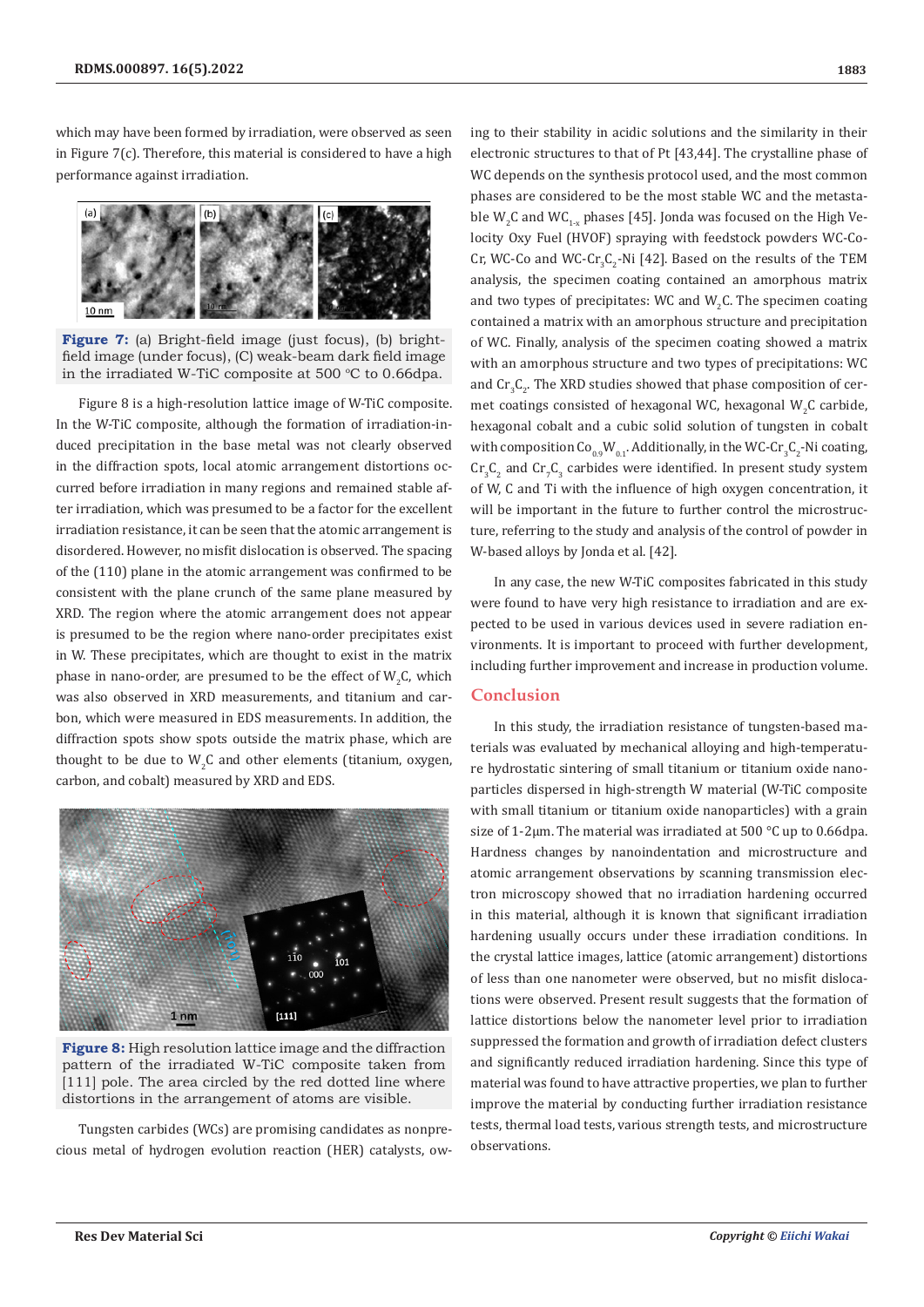which may have been formed by irradiation, were observed as seen in Figure 7(c). Therefore, this material is considered to have a high performance against irradiation.

**Figure 7:** (a) Bright-field image (just focus), (b) bright-field image (under focus), (C) weak-beam dark field image in the irradiated W-TiC composite at 500 °C to 0.66dpa.

Figure 8 is a high-resolution lattice image of W-TiC composite. In the W-TiC composite, although the formation of irradiation-induced precipitation in the base metal was not clearly observed in the diffraction spots, local atomic arrangement distortions occurred before irradiation in many regions and remained stable after irradiation, which was presumed to be a factor for the excellent irradiation resistance, it can be seen that the atomic arrangement is disordered. However, no misfit dislocation is observed. The spacing of the (110) plane in the atomic arrangement was confirmed to be consistent with the plane crunch of the same plane measured by XRD. The region where the atomic arrangement does not appear is presumed to be the region where nano-order precipitates exist in W. These precipitates, which are thought to exist in the matrix phase in nano-order, are presumed to be the effect of $W_2C$, which was also observed in XRD measurements, and titanium and carbon, which were measured in EDS measurements. In addition, the diffraction spots show spots outside the matrix phase, which are thought to be due to $W_2C$ and other elements (titanium, oxygen, carbon, and cobalt) measured by XRD and EDS.

**Figure 8:** High resolution lattice image and the diffraction pattern of the irradiated W-TiC composite taken from [111] pole. The area circled by the red dotted line where distortions in the arrangement of atoms are visible.

Tungsten carbides (WCs) are promising candidates as nonprecious metal of hydrogen evolution reaction (HER) catalysts, owing to their stability in acidic solutions and the similarity in their electronic structures to that of Pt [43,44]. The crystalline phase of WC depends on the synthesis protocol used, and the most common phases are considered to be the most stable WC and the metastable $W_2C$ and $WC_{1-x}$ phases [45]. Jonda was focused on the High Velocity Oxy Fuel (HVOF) spraying with feedstock powders WC-Co-Cr, WC-Co and WC-$Cr_3C_2$-Ni [42]. Based on the results of the TEM analysis, the specimen coating contained an amorphous matrix and two types of precipitates: WC and $W_2C$. The specimen coating contained a matrix with an amorphous structure and precipitation of WC. Finally, analysis of the specimen coating showed a matrix with an amorphous structure and two types of precipitations: WC and $Cr_3C_2$. The XRD studies showed that phase composition of cermet coatings consisted of hexagonal WC, hexagonal $W_2C$ carbide, hexagonal cobalt and a cubic solid solution of tungsten in cobalt with composition $Co_{0.9}W_{0.1}$. Additionally, in the WC-$Cr_3C_2$-Ni coating, $Cr_3C_2$ and $Cr_7C_3$ carbides were identified. In present study system of W, C and Ti with the influence of high oxygen concentration, it will be important in the future to further control the microstructure, referring to the study and analysis of the control of powder in W-based alloys by Jonda et al. [42].

In any case, the new W-TiC composites fabricated in this study were found to have very high resistance to irradiation and are expected to be used in various devices used in severe radiation environments. It is important to proceed with further development, including further improvement and increase in production volume.

## Conclusion

In this study, the irradiation resistance of tungsten-based materials was evaluated by mechanical alloying and high-temperature hydrostatic sintering of small titanium or titanium oxide nanoparticles dispersed in high-strength W material (W-TiC composite with small titanium or titanium oxide nanoparticles) with a grain size of 1-2μm. The material was irradiated at 500 °C up to 0.66dpa. Hardness changes by nanoindentation and microstructure and atomic arrangement observations by scanning transmission electron microscopy showed that no irradiation hardening occurred in this material, although it is known that significant irradiation hardening usually occurs under these irradiation conditions. In the crystal lattice images, lattice (atomic arrangement) distortions of less than one nanometer were observed, but no misfit dislocations were observed. Present result suggests that the formation of lattice distortions below the nanometer level prior to irradiation suppressed the formation and growth of irradiation defect clusters and significantly reduced irradiation hardening. Since this type of material was found to have attractive properties, we plan to further improve the material by conducting further irradiation resistance tests, thermal load tests, various strength tests, and microstructure observations.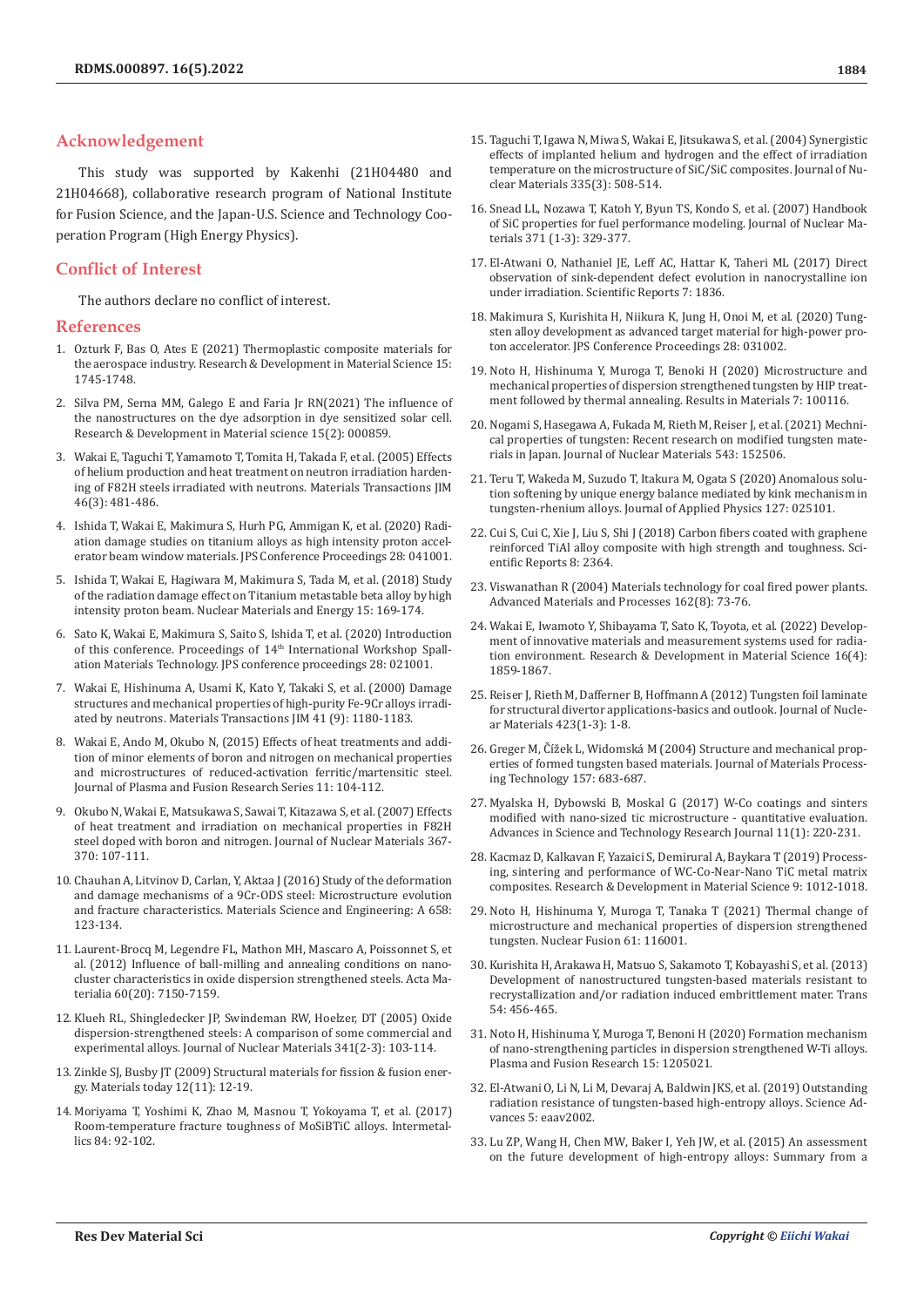## Acknowledgement

This study was supported by Kakenhi (21H04480 and 21H04668), collaborative research program of National Institute for Fusion Science, and the Japan-U.S. Science and Technology Cooperation Program (High Energy Physics).

## Conflict of Interest

The authors declare no conflict of interest.

## References

1. Ozturk F, Bas O, Ates E (2021) Thermoplastic composite materials for the aerospace industry. Research & Development in Material Science 15: 1745-1748.
2. Silva PM, Serna MM, Galego E and Faria Jr RN(2021) The influence of the nanostructures on the dye adsorption in dye sensitized solar cell. Research & Development in Material science 15(2): 000859.
3. Wakai E, Taguchi T, Yamamoto T, Tomita H, Takada F, et al. (2005) Effects of helium production and heat treatment on neutron irradiation hardening of F82H steels irradiated with neutrons. Materials Transactions JIM 46(3): 481-486.
4. Ishida T, Wakai E, Makimura S, Hurh PG, Ammigan K, et al. (2020) Radiation damage studies on titanium alloys as high intensity proton accelerator beam window materials. JPS Conference Proceedings 28: 041001.
5. Ishida T, Wakai E, Hagiwara M, Makimura S, Tada M, et al. (2018) Study of the radiation damage effect on Titanium metastable beta alloy by high intensity proton beam. Nuclear Materials and Energy 15: 169-174.
6. Sato K, Wakai E, Makimura S, Saito S, Ishida T, et al. (2020) Introduction of this conference. Proceedings of 14th International Workshop Spallation Materials Technology. JPS conference proceedings 28: 021001.
7. Wakai E, Hishinuma A, Usami K, Kato Y, Takaki S, et al. (2000) Damage structures and mechanical properties of high-purity Fe-9Cr alloys irradiated by neutrons. Materials Transactions JIM 41 (9): 1180-1183.
8. Wakai E, Ando M, Okubo N, (2015) Effects of heat treatments and addition of minor elements of boron and nitrogen on mechanical properties and microstructures of reduced-activation ferritic/martensitic steel. Journal of Plasma and Fusion Research Series 11: 104-112.
9. Okubo N, Wakai E, Matsukawa S, Sawai T, Kitazawa S, et al. (2007) Effects of heat treatment and irradiation on mechanical properties in F82H steel doped with boron and nitrogen. Journal of Nuclear Materials 367-370: 107-111.
10. Chauhan A, Litvinov D, Carlan, Y, Aktaa J (2016) Study of the deformation and damage mechanisms of a 9Cr-ODS steel: Microstructure evolution and fracture characteristics. Materials Science and Engineering: A 658: 123-134.
11. Laurent-Brocq M, Legendre FL, Mathon MH, Mascaro A, Poissonnet S, et al. (2012) Influence of ball-milling and annealing conditions on nanocluster characteristics in oxide dispersion strengthened steels. Acta Materialia 60(20): 7150-7159.
12. Klueh RL, Shingledecker JP, Swindeman RW, Hoelzer, DT (2005) Oxide dispersion-strengthened steels: A comparison of some commercial and experimental alloys. Journal of Nuclear Materials 341(2-3): 103-114.
13. Zinkle SJ, Busby JT (2009) Structural materials for fission & fusion energy. Materials today 12(11): 12-19.
14. Moriyama T, Yoshimi K, Zhao M, Masnou T, Yokoyama T, et al. (2017) Room-temperature fracture toughness of MoSiBTiC alloys. Intermetallics 84: 92-102.
15. Taguchi T, Igawa N, Miwa S, Wakai E, Jitsukawa S, et al. (2004) Synergistic effects of implanted helium and hydrogen and the effect of irradiation temperature on the microstructure of SiC/SiC composites. Journal of Nuclear Materials 335(3): 508-514.
16. Snead LL, Nozawa T, Katoh Y, Byun TS, Kondo S, et al. (2007) Handbook of SiC properties for fuel performance modeling. Journal of Nuclear Materials 371 (1-3): 329-377.
17. El-Atwani O, Nathaniel JE, Leff AC, Hattar K, Taheri ML (2017) Direct observation of sink-dependent defect evolution in nanocrystalline ion under irradiation. Scientific Reports 7: 1836.
18. Makimura S, Kurishita H, Niikura K, Jung H, Onoi M, et al. (2020) Tungsten alloy development as advanced target material for high-power proton accelerator. JPS Conference Proceedings 28: 031002.
19. Noto H, Hishinuma Y, Muroga T, Benoki H (2020) Microstructure and mechanical properties of dispersion strengthened tungsten by HIP treatment followed by thermal annealing. Results in Materials 7: 100116.
20. Nogami S, Hasegawa A, Fukada M, Rieth M, Reiser J, et al. (2021) Mechnical properties of tungsten: Recent research on modified tungsten materials in Japan. Journal of Nuclear Materials 543: 152506.
21. Teru T, Wakeda M, Suzudo T, Itakura M, Ogata S (2020) Anomalous solution softening by unique energy balance mediated by kink mechanism in tungsten-rhenium alloys. Journal of Applied Physics 127: 025101.
22. Cui S, Cui C, Xie J, Liu S, Shi J (2018) Carbon fibers coated with graphene reinforced TiAl alloy composite with high strength and toughness. Scientific Reports 8: 2364.
23. Viswanathan R (2004) Materials technology for coal fired power plants. Advanced Materials and Processes 162(8): 73-76.
24. Wakai E, Iwamoto Y, Shibayama T, Sato K, Toyota, et al. (2022) Development of innovative materials and measurement systems used for radiation environment. Research & Development in Material Science 16(4): 1859-1867.
25. Reiser J, Rieth M, Dafferner B, Hoffmann A (2012) Tungsten foil laminate for structural divertor applications-basics and outlook. Journal of Nuclear Materials 423(1-3): 1-8.
26. Greger M, Čížek L, Widomská M (2004) Structure and mechanical properties of formed tungsten based materials. Journal of Materials Processing Technology 157: 683-687.
27. Myalska H, Dybowski B, Moskal G (2017) W-Co coatings and sinters modified with nano-sized tic microstructure - quantitative evaluation. Advances in Science and Technology Research Journal 11(1): 220-231.
28. Kacmaz D, Kalkavan F, Yazaici S, Demirural A, Baykara T (2019) Processing, sintering and performance of WC-Co-Near-Nano TiC metal matrix composites. Research & Development in Material Science 9: 1012-1018.
29. Noto H, Hishinuma Y, Muroga T, Tanaka T (2021) Thermal change of microstructure and mechanical properties of dispersion strengthened tungsten. Nuclear Fusion 61: 116001.
30. Kurishita H, Arakawa H, Matsuo S, Sakamoto T, Kobayashi S, et al. (2013) Development of nanostructured tungsten-based materials resistant to recrystallization and/or radiation induced embrittlement mater. Trans 54: 456-465.
31. Noto H, Hishinuma Y, Muroga T, Benoni H (2020) Formation mechanism of nano-strengthening particles in dispersion strengthened W-Ti alloys. Plasma and Fusion Research 15: 1205021.
32. El-Atwani O, Li N, Li M, Devaraj A, Baldwin JKS, et al. (2019) Outstanding radiation resistance of tungsten-based high-entropy alloys. Science Advances 5: eaav2002.
33. Lu ZP, Wang H, Chen MW, Baker I, Yeh JW, et al. (2015) An assessment on the future development of high-entropy alloys: Summary from a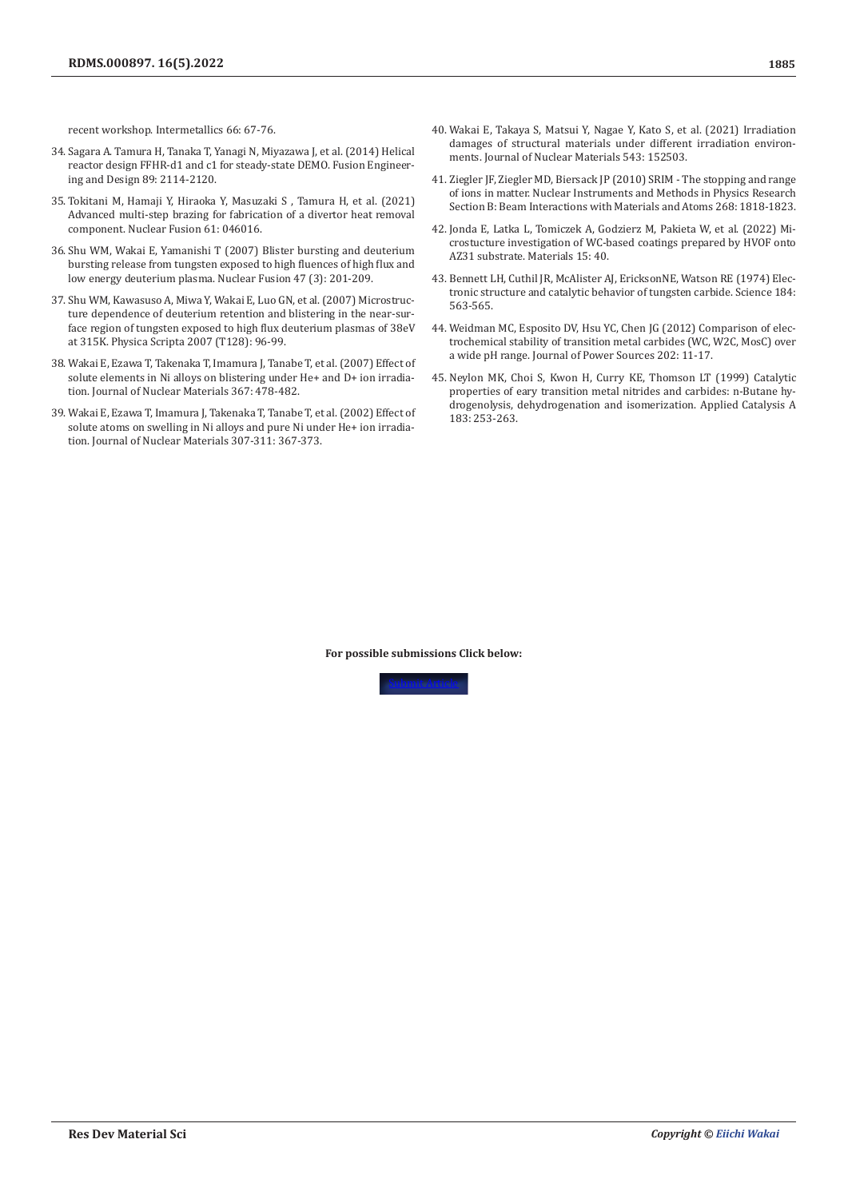recent workshop. Intermetallics 66: 67-76.

34. Sagara A. Tamura H, Tanaka T, Yanagi N, Miyazawa J, et al. (2014) Helical reactor design FFHR-d1 and c1 for steady-state DEMO. Fusion Engineering and Design 89: 2114-2120.

35. Tokitani M, Hamaji Y, Hiraoka Y, Masuzaki S , Tamura H, et al. (2021) Advanced multi-step brazing for fabrication of a divertor heat removal component. Nuclear Fusion 61: 046016.

36. Shu WM, Wakai E, Yamanishi T (2007) Blister bursting and deuterium bursting release from tungsten exposed to high fluences of high flux and low energy deuterium plasma. Nuclear Fusion 47 (3): 201-209.

37. Shu WM, Kawasuso A, Miwa Y, Wakai E, Luo GN, et al. (2007) Microstructure dependence of deuterium retention and blistering in the near-surface region of tungsten exposed to high flux deuterium plasmas of 38eV at 315K. Physica Scripta 2007 (T128): 96-99.

38. Wakai E, Ezawa T, Takenaka T, Imamura J, Tanabe T, et al. (2007) Effect of solute elements in Ni alloys on blistering under He+ and D+ ion irradiation. Journal of Nuclear Materials 367: 478-482.

39. Wakai E, Ezawa T, Imamura J, Takenaka T, Tanabe T, et al. (2002) Effect of solute atoms on swelling in Ni alloys and pure Ni under He+ ion irradiation. Journal of Nuclear Materials 307-311: 367-373.

40. Wakai E, Takaya S, Matsui Y, Nagae Y, Kato S, et al. (2021) Irradiation damages of structural materials under different irradiation environments. Journal of Nuclear Materials 543: 152503.

41. Ziegler JF, Ziegler MD, Biersack JP (2010) SRIM - The stopping and range of ions in matter. Nuclear Instruments and Methods in Physics Research Section B: Beam Interactions with Materials and Atoms 268: 1818-1823.

42. Jonda E, Latka L, Tomiczek A, Godzierz M, Pakieta W, et al. (2022) Microstucture investigation of WC-based coatings prepared by HVOF onto AZ31 substrate. Materials 15: 40.

43. Bennett LH, Cuthil JR, McAlister AJ, EricksonNE, Watson RE (1974) Electronic structure and catalytic behavior of tungsten carbide. Science 184: 563-565.

44. Weidman MC, Esposito DV, Hsu YC, Chen JG (2012) Comparison of electrochemical stability of transition metal carbides (WC, W2C, MosC) over a wide pH range. Journal of Power Sources 202: 11-17.

45. Neylon MK, Choi S, Kwon H, Curry KE, Thomson LT (1999) Catalytic properties of eary transition metal nitrides and carbides: n-Butane hydrogenolysis, dehydrogenation and isomerization. Applied Catalysis A 183: 253-263.

**For possible submissions Click below:**

Submit Article